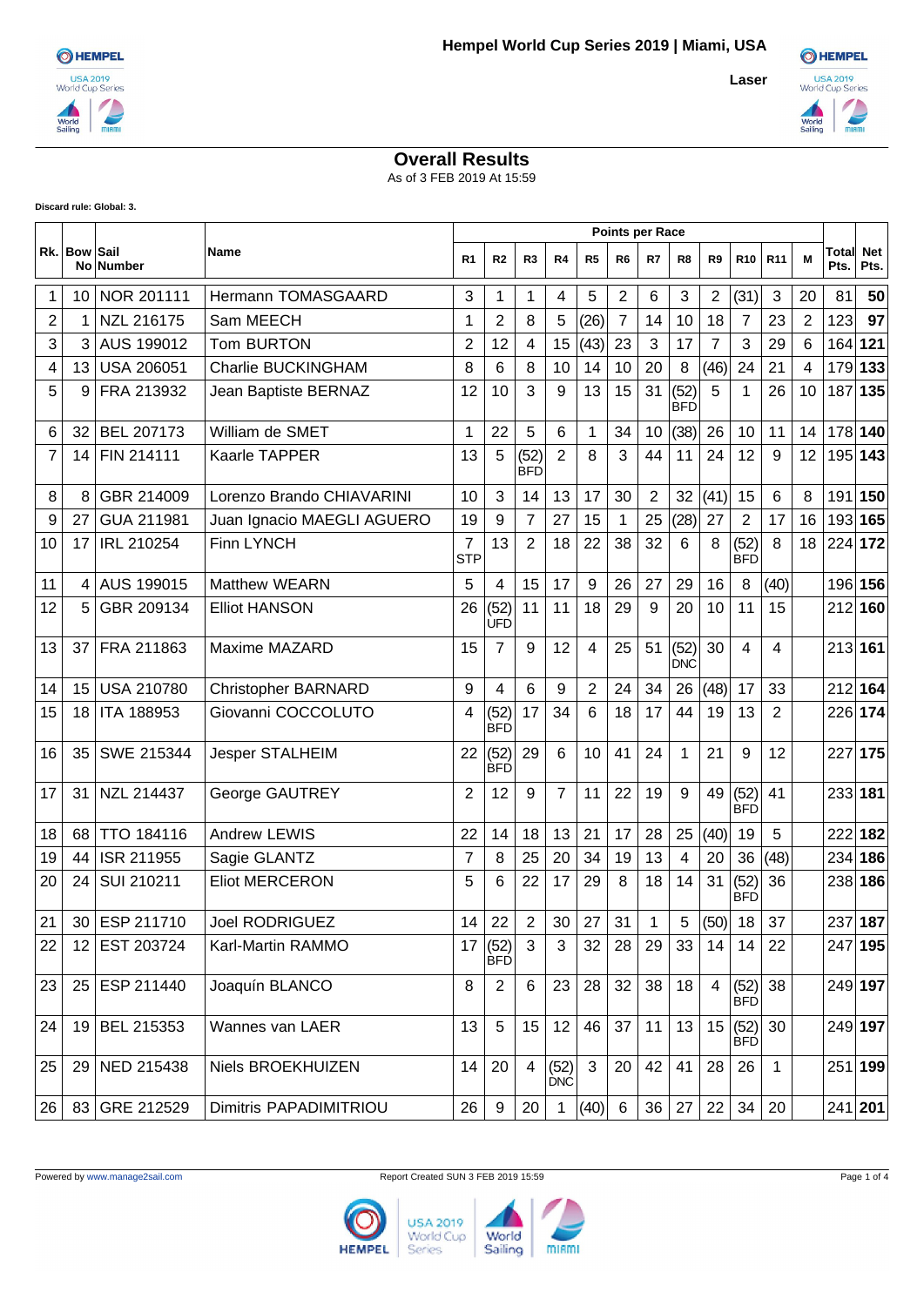# Hempel World Cup Series 2019 | Miami, USA

**Laser**

## Overall Results

As of 3 FEB 2019 At 15:59

**Discard rule: Global: 3.**

| Rk. | Bow No | Sail Number | Name | R1 | R2 | R3 | R4 | R5 | R6 | R7 | R8 | R9 | R10 | R11 | M | Total Pts. | Net Pts. |
|---|---|---|---|---|---|---|---|---|---|---|---|---|---|---|---|---|---|
| 1 | 10 | NOR 201111 | Hermann TOMASGAARD | 3 | 1 | 1 | 4 | 5 | 2 | 6 | 3 | 2 | (31) | 3 | 20 | 81 | **50** |
| 2 | 1 | NZL 216175 | Sam MEECH | 1 | 2 | 8 | 5 | (26) | 7 | 14 | 10 | 18 | 7 | 23 | 2 | 123 | **97** |
| 3 | 3 | AUS 199012 | Tom BURTON | 2 | 12 | 4 | 15 | (43) | 23 | 3 | 17 | 7 | 3 | 29 | 6 | 164 | **121** |
| 4 | 13 | USA 206051 | Charlie BUCKINGHAM | 8 | 6 | 8 | 10 | 14 | 10 | 20 | 8 | (46) | 24 | 21 | 4 | 179 | **133** |
| 5 | 9 | FRA 213932 | Jean Baptiste BERNAZ | 12 | 10 | 3 | 9 | 13 | 15 | 31 | (52) BFD | 5 | 1 | 26 | 10 | 187 | **135** |
| 6 | 32 | BEL 207173 | William de SMET | 1 | 22 | 5 | 6 | 1 | 34 | 10 | (38) | 26 | 10 | 11 | 14 | 178 | **140** |
| 7 | 14 | FIN 214111 | Kaarle TAPPER | 13 | 5 | (52) BFD | 2 | 8 | 3 | 44 | 11 | 24 | 12 | 9 | 12 | 195 | **143** |
| 8 | 8 | GBR 214009 | Lorenzo Brando CHIAVARINI | 10 | 3 | 14 | 13 | 17 | 30 | 2 | 32 | (41) | 15 | 6 | 8 | 191 | **150** |
| 9 | 27 | GUA 211981 | Juan Ignacio MAEGLI AGUERO | 19 | 9 | 7 | 27 | 15 | 1 | 25 | (28) | 27 | 2 | 17 | 16 | 193 | **165** |
| 10 | 17 | IRL 210254 | Finn LYNCH | 7 STP | 13 | 2 | 18 | 22 | 38 | 32 | 6 | 8 | (52) BFD | 8 | 18 | 224 | **172** |
| 11 | 4 | AUS 199015 | Matthew WEARN | 5 | 4 | 15 | 17 | 9 | 26 | 27 | 29 | 16 | 8 | (40) | | 196 | **156** |
| 12 | 5 | GBR 209134 | Elliot HANSON | 26 | (52) UFD | 11 | 11 | 18 | 29 | 9 | 20 | 10 | 11 | 15 | | 212 | **160** |
| 13 | 37 | FRA 211863 | Maxime MAZARD | 15 | 7 | 9 | 12 | 4 | 25 | 51 | (52) DNC | 30 | 4 | 4 | | 213 | **161** |
| 14 | 15 | USA 210780 | Christopher BARNARD | 9 | 4 | 6 | 9 | 2 | 24 | 34 | 26 | (48) | 17 | 33 | | 212 | **164** |
| 15 | 18 | ITA 188953 | Giovanni COCCOLUTO | 4 | (52) BFD | 17 | 34 | 6 | 18 | 17 | 44 | 19 | 13 | 2 | | 226 | **174** |
| 16 | 35 | SWE 215344 | Jesper STALHEIM | 22 | (52) BFD | 29 | 6 | 10 | 41 | 24 | 1 | 21 | 9 | 12 | | 227 | **175** |
| 17 | 31 | NZL 214437 | George GAUTREY | 2 | 12 | 9 | 7 | 11 | 22 | 19 | 9 | 49 | (52) BFD | 41 | | 233 | **181** |
| 18 | 68 | TTO 184116 | Andrew LEWIS | 22 | 14 | 18 | 13 | 21 | 17 | 28 | 25 | (40) | 19 | 5 | | 222 | **182** |
| 19 | 44 | ISR 211955 | Sagie GLANTZ | 7 | 8 | 25 | 20 | 34 | 19 | 13 | 4 | 20 | 36 | (48) | | 234 | **186** |
| 20 | 24 | SUI 210211 | Eliot MERCERON | 5 | 6 | 22 | 17 | 29 | 8 | 18 | 14 | 31 | (52) BFD | 36 | | 238 | **186** |
| 21 | 30 | ESP 211710 | Joel RODRIGUEZ | 14 | 22 | 2 | 30 | 27 | 31 | 1 | 5 | (50) | 18 | 37 | | 237 | **187** |
| 22 | 12 | EST 203724 | Karl-Martin RAMMO | 17 | (52) BFD | 3 | 3 | 32 | 28 | 29 | 33 | 14 | 14 | 22 | | 247 | **195** |
| 23 | 25 | ESP 211440 | Joaquín BLANCO | 8 | 2 | 6 | 23 | 28 | 32 | 38 | 18 | 4 | (52) BFD | 38 | | 249 | **197** |
| 24 | 19 | BEL 215353 | Wannes van LAER | 13 | 5 | 15 | 12 | 46 | 37 | 11 | 13 | 15 | (52) BFD | 30 | | 249 | **197** |
| 25 | 29 | NED 215438 | Niels BROEKHUIZEN | 14 | 20 | 4 | (52) DNC | 3 | 20 | 42 | 41 | 28 | 26 | 1 | | 251 | **199** |
| 26 | 83 | GRE 212529 | Dimitris PAPADIMITRIOU | 26 | 9 | 20 | 1 | (40) | 6 | 36 | 27 | 22 | 34 | 20 | | 241 | **201** |

Powered by www.manage2sail.com

Report Created SUN 3 FEB 2019 15:59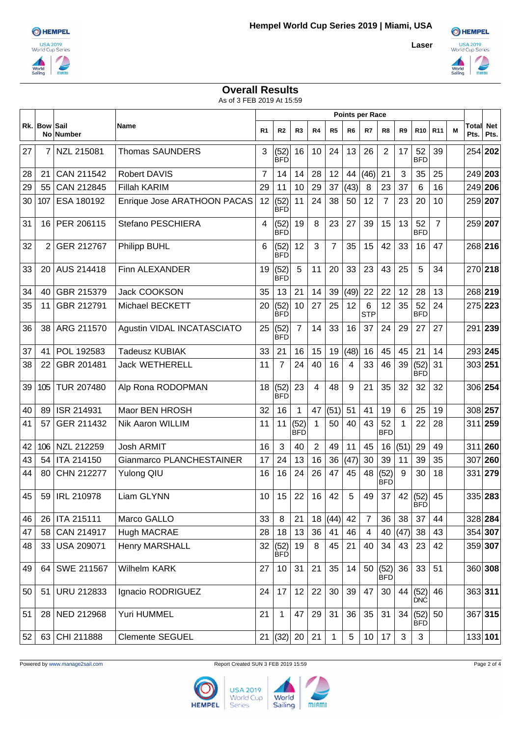## Hempel World Cup Series 2019 | Miami, USA

**Laser**

## Overall Results

As of 3 FEB 2019 At 15:59

| Rk. | Bow No | Sail Number | Name | R1 | R2 | R3 | R4 | R5 | R6 | R7 | R8 | R9 | R10 | R11 | M | Total Pts. | Net Pts. |
|---|---|---|---|---|---|---|---|---|---|---|---|---|---|---|---|---|---|
| 27 | 7 | NZL 215081 | Thomas SAUNDERS | 3 | (52) BFD | 16 | 10 | 24 | 13 | 26 | 2 | 17 | 52 BFD | 39 | | 254 | **202** |
| 28 | 21 | CAN 211542 | Robert DAVIS | 7 | 14 | 14 | 28 | 12 | 44 | (46) | 21 | 3 | 35 | 25 | | 249 | **203** |
| 29 | 55 | CAN 212845 | Fillah KARIM | 29 | 11 | 10 | 29 | 37 | (43) | 8 | 23 | 37 | 6 | 16 | | 249 | **206** |
| 30 | 107 | ESA 180192 | Enrique Jose ARATHOON PACAS | 12 | (52) BFD | 11 | 24 | 38 | 50 | 12 | 7 | 23 | 20 | 10 | | 259 | **207** |
| 31 | 16 | PER 206115 | Stefano PESCHIERA | 4 | (52) BFD | 19 | 8 | 23 | 27 | 39 | 15 | 13 | 52 BFD | 7 | | 259 | **207** |
| 32 | 2 | GER 212767 | Philipp BUHL | 6 | (52) BFD | 12 | 3 | 7 | 35 | 15 | 42 | 33 | 16 | 47 | | 268 | **216** |
| 33 | 20 | AUS 214418 | Finn ALEXANDER | 19 | (52) BFD | 5 | 11 | 20 | 33 | 23 | 43 | 25 | 5 | 34 | | 270 | **218** |
| 34 | 40 | GBR 215379 | Jack COOKSON | 35 | 13 | 21 | 14 | 39 | (49) | 22 | 22 | 12 | 28 | 13 | | 268 | **219** |
| 35 | 11 | GBR 212791 | Michael BECKETT | 20 | (52) BFD | 10 | 27 | 25 | 12 | 6 STP | 12 | 35 | 52 BFD | 24 | | 275 | **223** |
| 36 | 38 | ARG 211570 | Agustin VIDAL INCATASCIATO | 25 | (52) BFD | 7 | 14 | 33 | 16 | 37 | 24 | 29 | 27 | 27 | | 291 | **239** |
| 37 | 41 | POL 192583 | Tadeusz KUBIAK | 33 | 21 | 16 | 15 | 19 | (48) | 16 | 45 | 45 | 21 | 14 | | 293 | **245** |
| 38 | 22 | GBR 201481 | Jack WETHERELL | 11 | 7 | 24 | 40 | 16 | 4 | 33 | 46 | 39 | (52) BFD | 31 | | 303 | **251** |
| 39 | 105 | TUR 207480 | Alp Rona RODOPMAN | 18 | (52) BFD | 23 | 4 | 48 | 9 | 21 | 35 | 32 | 32 | 32 | | 306 | **254** |
| 40 | 89 | ISR 214931 | Maor BEN HROSH | 32 | 16 | 1 | 47 | (51) | 51 | 41 | 19 | 6 | 25 | 19 | | 308 | **257** |
| 41 | 57 | GER 211432 | Nik Aaron WILLIM | 11 | 11 | (52) BFD | 1 | 50 | 40 | 43 | 52 BFD | 1 | 22 | 28 | | 311 | **259** |
| 42 | 106 | NZL 212259 | Josh ARMIT | 16 | 3 | 40 | 2 | 49 | 11 | 45 | 16 | (51) | 29 | 49 | | 311 | **260** |
| 43 | 54 | ITA 214150 | Gianmarco PLANCHESTAINER | 17 | 24 | 13 | 16 | 36 | (47) | 30 | 39 | 11 | 39 | 35 | | 307 | **260** |
| 44 | 80 | CHN 212277 | Yulong QIU | 16 | 16 | 24 | 26 | 47 | 45 | 48 | (52) BFD | 9 | 30 | 18 | | 331 | **279** |
| 45 | 59 | IRL 210978 | Liam GLYNN | 10 | 15 | 22 | 16 | 42 | 5 | 49 | 37 | 42 | (52) BFD | 45 | | 335 | **283** |
| 46 | 26 | ITA 215111 | Marco GALLO | 33 | 8 | 21 | 18 | (44) | 42 | 7 | 36 | 38 | 37 | 44 | | 328 | **284** |
| 47 | 58 | CAN 214917 | Hugh MACRAE | 28 | 18 | 13 | 36 | 41 | 46 | 4 | 40 | (47) | 38 | 43 | | 354 | **307** |
| 48 | 33 | USA 209071 | Henry MARSHALL | 32 | (52) BFD | 19 | 8 | 45 | 21 | 40 | 34 | 43 | 23 | 42 | | 359 | **307** |
| 49 | 64 | SWE 211567 | Wilhelm KARK | 27 | 10 | 31 | 21 | 35 | 14 | 50 | (52) BFD | 36 | 33 | 51 | | 360 | **308** |
| 50 | 51 | URU 212833 | Ignacio RODRIGUEZ | 24 | 17 | 12 | 22 | 30 | 39 | 47 | 30 | 44 | (52) DNC | 46 | | 363 | **311** |
| 51 | 28 | NED 212968 | Yuri HUMMEL | 21 | 1 | 47 | 29 | 31 | 36 | 35 | 31 | 34 | (52) BFD | 50 | | 367 | **315** |
| 52 | 63 | CHI 211888 | Clemente SEGUEL | 21 | (32) | 20 | 21 | 1 | 5 | 10 | 17 | 3 | 3 | | | 133 | **101** |

Powered by www.manage2sail.com

Report Created SUN 3 FEB 2019 15:59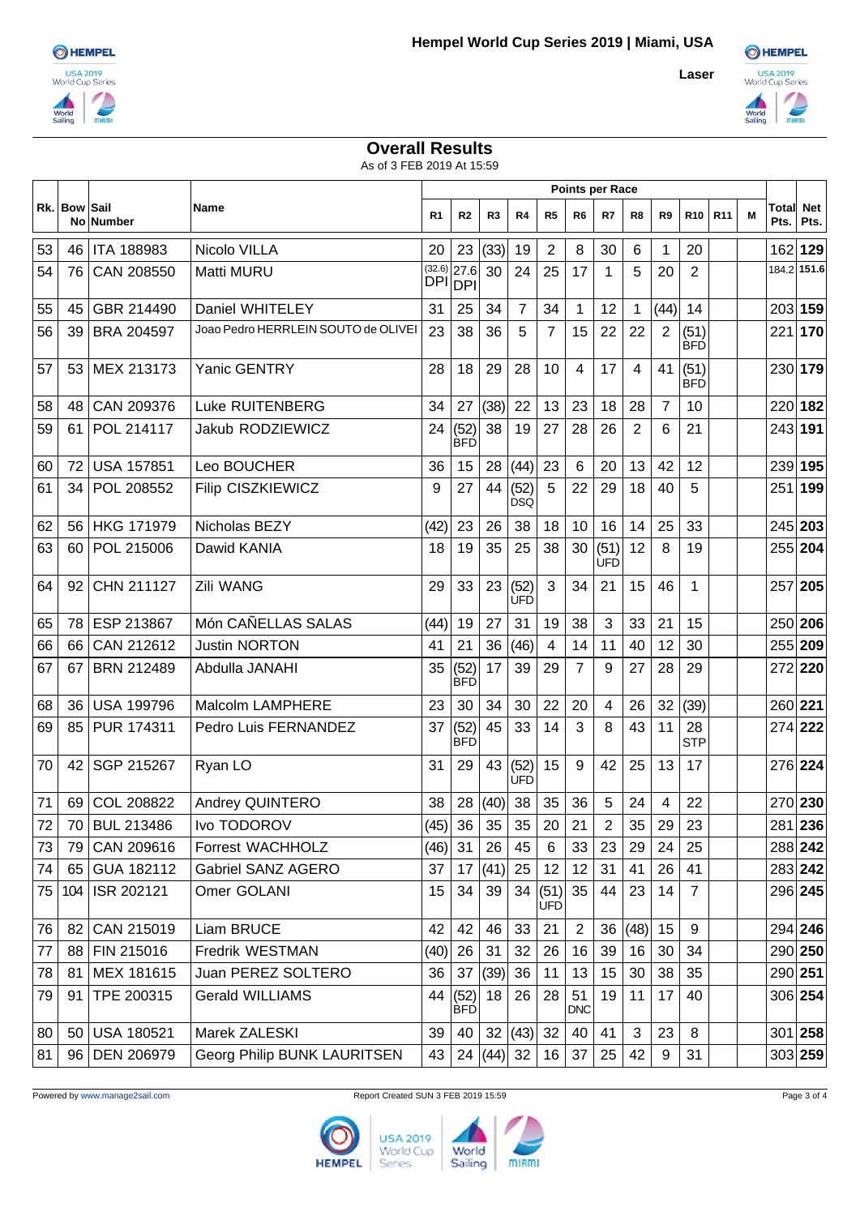# Overall Results

As of 3 FEB 2019 At 15:59

| Rk. | Bow No | Sail Number | Name | Points per Race | | | | | | | | | | | | Total Pts. | Net Pts. |
|---|---|---|---|---|---|---|---|---|---|---|---|---|---|---|---|---|---|
| | | | | R1 | R2 | R3 | R4 | R5 | R6 | R7 | R8 | R9 | R10 | R11 | M | | |
| 53 | 46 | ITA 188983 | Nicolo VILLA | 20 | 23 | (33) | 19 | 2 | 8 | 30 | 6 | 1 | 20 | | | 162 | **129** |
| 54 | 76 | CAN 208550 | Matti MURU | (32.6) DPI | 27.6 DPI | 30 | 24 | 25 | 17 | 1 | 5 | 20 | 2 | | | 184.2 | **151.6** |
| 55 | 45 | GBR 214490 | Daniel WHITELEY | 31 | 25 | 34 | 7 | 34 | 1 | 12 | 1 | (44) | 14 | | | 203 | **159** |
| 56 | 39 | BRA 204597 | Joao Pedro HERRLEIN SOUTO de OLIVEI | 23 | 38 | 36 | 5 | 7 | 15 | 22 | 22 | 2 | (51) BFD | | | 221 | **170** |
| 57 | 53 | MEX 213173 | Yanic GENTRY | 28 | 18 | 29 | 28 | 10 | 4 | 17 | 4 | 41 | (51) BFD | | | 230 | **179** |
| 58 | 48 | CAN 209376 | Luke RUITENBERG | 34 | 27 | (38) | 22 | 13 | 23 | 18 | 28 | 7 | 10 | | | 220 | **182** |
| 59 | 61 | POL 214117 | Jakub RODZIEWICZ | 24 | (52) BFD | 38 | 19 | 27 | 28 | 26 | 2 | 6 | 21 | | | 243 | **191** |
| 60 | 72 | USA 157851 | Leo BOUCHER | 36 | 15 | 28 | (44) | 23 | 6 | 20 | 13 | 42 | 12 | | | 239 | **195** |
| 61 | 34 | POL 208552 | Filip CISZKIEWICZ | 9 | 27 | 44 | (52) DSQ | 5 | 22 | 29 | 18 | 40 | 5 | | | 251 | **199** |
| 62 | 56 | HKG 171979 | Nicholas BEZY | (42) | 23 | 26 | 38 | 18 | 10 | 16 | 14 | 25 | 33 | | | 245 | **203** |
| 63 | 60 | POL 215006 | Dawid KANIA | 18 | 19 | 35 | 25 | 38 | 30 | (51) UFD | 12 | 8 | 19 | | | 255 | **204** |
| 64 | 92 | CHN 211127 | Zili WANG | 29 | 33 | 23 | (52) UFD | 3 | 34 | 21 | 15 | 46 | 1 | | | 257 | **205** |
| 65 | 78 | ESP 213867 | Món CAÑELLAS SALAS | (44) | 19 | 27 | 31 | 19 | 38 | 3 | 33 | 21 | 15 | | | 250 | **206** |
| 66 | 66 | CAN 212612 | Justin NORTON | 41 | 21 | 36 | (46) | 4 | 14 | 11 | 40 | 12 | 30 | | | 255 | **209** |
| 67 | 67 | BRN 212489 | Abdulla JANAHI | 35 | (52) BFD | 17 | 39 | 29 | 7 | 9 | 27 | 28 | 29 | | | 272 | **220** |
| 68 | 36 | USA 199796 | Malcolm LAMPHERE | 23 | 30 | 34 | 30 | 22 | 20 | 4 | 26 | 32 | (39) | | | 260 | **221** |
| 69 | 85 | PUR 174311 | Pedro Luis FERNANDEZ | 37 | (52) BFD | 45 | 33 | 14 | 3 | 8 | 43 | 11 | 28 STP | | | 274 | **222** |
| 70 | 42 | SGP 215267 | Ryan LO | 31 | 29 | 43 | (52) UFD | 15 | 9 | 42 | 25 | 13 | 17 | | | 276 | **224** |
| 71 | 69 | COL 208822 | Andrey QUINTERO | 38 | 28 | (40) | 38 | 35 | 36 | 5 | 24 | 4 | 22 | | | 270 | **230** |
| 72 | 70 | BUL 213486 | Ivo TODOROV | (45) | 36 | 35 | 35 | 20 | 21 | 2 | 35 | 29 | 23 | | | 281 | **236** |
| 73 | 79 | CAN 209616 | Forrest WACHHOLZ | (46) | 31 | 26 | 45 | 6 | 33 | 23 | 29 | 24 | 25 | | | 288 | **242** |
| 74 | 65 | GUA 182112 | Gabriel SANZ AGERO | 37 | 17 | (41) | 25 | 12 | 12 | 31 | 41 | 26 | 41 | | | 283 | **242** |
| 75 | 104 | ISR 202121 | Omer GOLANI | 15 | 34 | 39 | 34 | (51) UFD | 35 | 44 | 23 | 14 | 7 | | | 296 | **245** |
| 76 | 82 | CAN 215019 | Liam BRUCE | 42 | 42 | 46 | 33 | 21 | 2 | 36 | (48) | 15 | 9 | | | 294 | **246** |
| 77 | 88 | FIN 215016 | Fredrik WESTMAN | (40) | 26 | 31 | 32 | 26 | 16 | 39 | 16 | 30 | 34 | | | 290 | **250** |
| 78 | 81 | MEX 181615 | Juan PEREZ SOLTERO | 36 | 37 | (39) | 36 | 11 | 13 | 15 | 30 | 38 | 35 | | | 290 | **251** |
| 79 | 91 | TPE 200315 | Gerald WILLIAMS | 44 | (52) BFD | 18 | 26 | 28 | 51 DNC | 19 | 11 | 17 | 40 | | | 306 | **254** |
| 80 | 50 | USA 180521 | Marek ZALESKI | 39 | 40 | 32 | (43) | 32 | 40 | 41 | 3 | 23 | 8 | | | 301 | **258** |
| 81 | 96 | DEN 206979 | Georg Philip BUNK LAURITSEN | 43 | 24 | (44) | 32 | 16 | 37 | 25 | 42 | 9 | 31 | | | 303 | **259** |

Powered by www.manage2sail.com

Report Created SUN 3 FEB 2019 15:59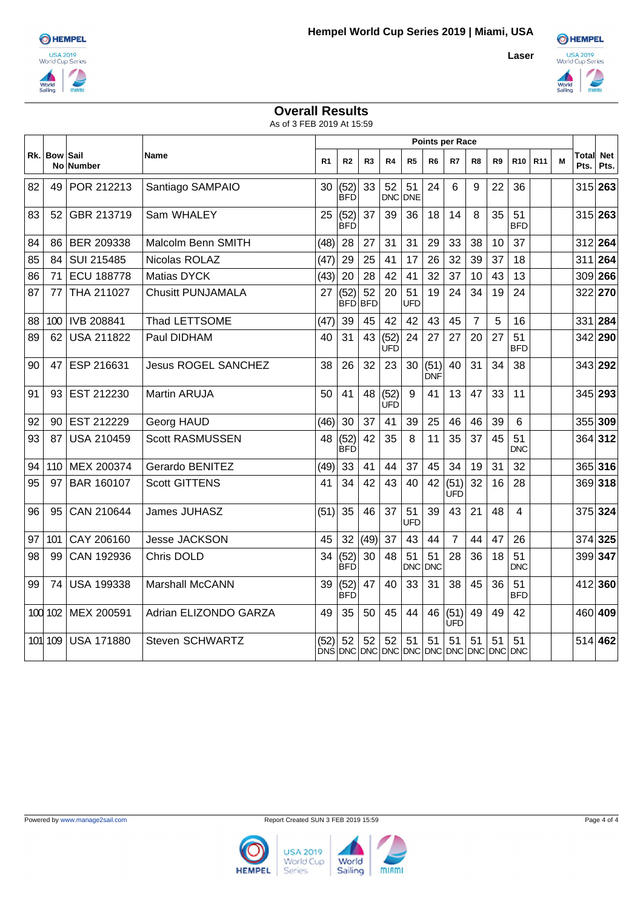# Hempel World Cup Series 2019 | Miami, USA

**Laser**

## Overall Results

As of 3 FEB 2019 At 15:59

| Rk. | Bow No | Sail Number | Name | R1 | R2 | R3 | R4 | R5 | R6 | R7 | R8 | R9 | R10 | R11 | M | Total Pts. | Net Pts. |
|---|---|---|---|---|---|---|---|---|---|---|---|---|---|---|---|---|---|
| 82 | 49 | POR 212213 | Santiago SAMPAIO | 30 | (52) BFD | 33 | 52 DNC | 51 DNE | 24 | 6 | 9 | 22 | 36 | | | 315 | **263** |
| 83 | 52 | GBR 213719 | Sam WHALEY | 25 | (52) BFD | 37 | 39 | 36 | 18 | 14 | 8 | 35 | 51 BFD | | | 315 | **263** |
| 84 | 86 | BER 209338 | Malcolm Benn SMITH | (48) | 28 | 27 | 31 | 31 | 29 | 33 | 38 | 10 | 37 | | | 312 | **264** |
| 85 | 84 | SUI 215485 | Nicolas ROLAZ | (47) | 29 | 25 | 41 | 17 | 26 | 32 | 39 | 37 | 18 | | | 311 | **264** |
| 86 | 71 | ECU 188778 | Matias DYCK | (43) | 20 | 28 | 42 | 41 | 32 | 37 | 10 | 43 | 13 | | | 309 | **266** |
| 87 | 77 | THA 211027 | Chusitt PUNJAMALA | 27 | (52) BFD | 52 BFD | 20 | 51 UFD | 19 | 24 | 34 | 19 | 24 | | | 322 | **270** |
| 88 | 100 | IVB 208841 | Thad LETTSOME | (47) | 39 | 45 | 42 | 42 | 43 | 45 | 7 | 5 | 16 | | | 331 | **284** |
| 89 | 62 | USA 211822 | Paul DIDHAM | 40 | 31 | 43 | (52) UFD | 24 | 27 | 27 | 20 | 27 | 51 BFD | | | 342 | **290** |
| 90 | 47 | ESP 216631 | Jesus ROGEL SANCHEZ | 38 | 26 | 32 | 23 | 30 | (51) DNF | 40 | 31 | 34 | 38 | | | 343 | **292** |
| 91 | 93 | EST 212230 | Martin ARUJA | 50 | 41 | 48 | (52) UFD | 9 | 41 | 13 | 47 | 33 | 11 | | | 345 | **293** |
| 92 | 90 | EST 212229 | Georg HAUD | (46) | 30 | 37 | 41 | 39 | 25 | 46 | 46 | 39 | 6 | | | 355 | **309** |
| 93 | 87 | USA 210459 | Scott RASMUSSEN | 48 | (52) BFD | 42 | 35 | 8 | 11 | 35 | 37 | 45 | 51 DNC | | | 364 | **312** |
| 94 | 110 | MEX 200374 | Gerardo BENITEZ | (49) | 33 | 41 | 44 | 37 | 45 | 34 | 19 | 31 | 32 | | | 365 | **316** |
| 95 | 97 | BAR 160107 | Scott GITTENS | 41 | 34 | 42 | 43 | 40 | 42 | (51) UFD | 32 | 16 | 28 | | | 369 | **318** |
| 96 | 95 | CAN 210644 | James JUHASZ | (51) | 35 | 46 | 37 | 51 UFD | 39 | 43 | 21 | 48 | 4 | | | 375 | **324** |
| 97 | 101 | CAY 206160 | Jesse JACKSON | 45 | 32 | (49) | 37 | 43 | 44 | 7 | 44 | 47 | 26 | | | 374 | **325** |
| 98 | 99 | CAN 192936 | Chris DOLD | 34 | (52) BFD | 30 | 48 | 51 DNC | 51 DNC | 28 | 36 | 18 | 51 DNC | | | 399 | **347** |
| 99 | 74 | USA 199338 | Marshall McCANN | 39 | (52) BFD | 47 | 40 | 33 | 31 | 38 | 45 | 36 | 51 BFD | | | 412 | **360** |
| 100 | 102 | MEX 200591 | Adrian ELIZONDO GARZA | 49 | 35 | 50 | 45 | 44 | 46 | (51) UFD | 49 | 49 | 42 | | | 460 | **409** |
| 101 | 109 | USA 171880 | Steven SCHWARTZ | (52) DNS | 52 DNC | 52 DNC | 52 DNC | 51 DNC | 51 DNC | 51 DNC | 51 DNC | 51 DNC | 51 DNC | | | 514 | **462** |

Powered by www.manage2sail.com

Report Created SUN 3 FEB 2019 15:59